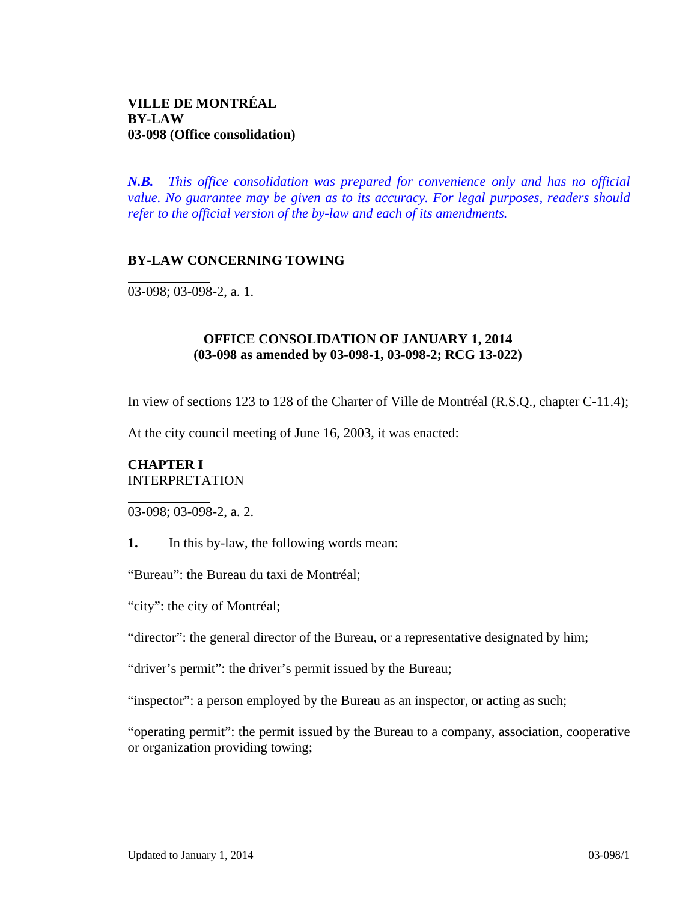**VILLE DE MONTRÉAL**
**BY-LAW**
**03-098 (Office consolidation)**

***N.B.*** *This office consolidation was prepared for convenience only and has no official value. No guarantee may be given as to its accuracy. For legal purposes, readers should refer to the official version of the by-law and each of its amendments.*

## BY-LAW CONCERNING TOWING

03-098; 03-098-2, a. 1.

### OFFICE CONSOLIDATION OF JANUARY 1, 2014
### (03-098 as amended by 03-098-1, 03-098-2; RCG 13-022)

In view of sections 123 to 128 of the Charter of Ville de Montréal (R.S.Q., chapter C-11.4);

At the city council meeting of June 16, 2003, it was enacted:

## CHAPTER I
INTERPRETATION

03-098; 03-098-2, a. 2.

**1.** In this by-law, the following words mean:

"Bureau": the Bureau du taxi de Montréal;

"city": the city of Montréal;

"director": the general director of the Bureau, or a representative designated by him;

"driver's permit": the driver's permit issued by the Bureau;

"inspector": a person employed by the Bureau as an inspector, or acting as such;

"operating permit": the permit issued by the Bureau to a company, association, cooperative or organization providing towing;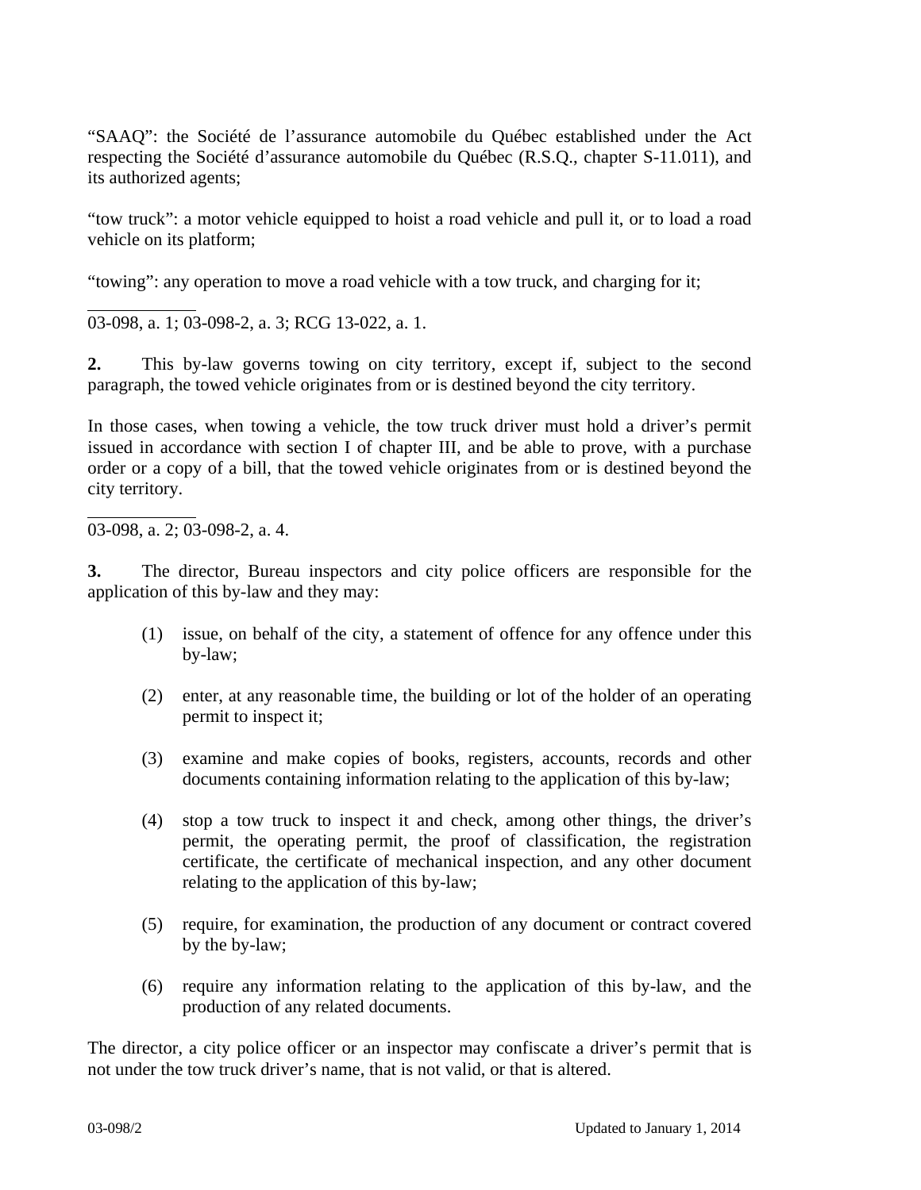"SAAQ": the Société de l'assurance automobile du Québec established under the Act respecting the Société d'assurance automobile du Québec (R.S.Q., chapter S-11.011), and its authorized agents;

"tow truck": a motor vehicle equipped to hoist a road vehicle and pull it, or to load a road vehicle on its platform;

"towing": any operation to move a road vehicle with a tow truck, and charging for it;

---

03-098, a. 1; 03-098-2, a. 3; RCG 13-022, a. 1.

**2.** This by-law governs towing on city territory, except if, subject to the second paragraph, the towed vehicle originates from or is destined beyond the city territory.

In those cases, when towing a vehicle, the tow truck driver must hold a driver's permit issued in accordance with section I of chapter III, and be able to prove, with a purchase order or a copy of a bill, that the towed vehicle originates from or is destined beyond the city territory.

---

03-098, a. 2; 03-098-2, a. 4.

**3.** The director, Bureau inspectors and city police officers are responsible for the application of this by-law and they may:

(1) issue, on behalf of the city, a statement of offence for any offence under this by-law;

(2) enter, at any reasonable time, the building or lot of the holder of an operating permit to inspect it;

(3) examine and make copies of books, registers, accounts, records and other documents containing information relating to the application of this by-law;

(4) stop a tow truck to inspect it and check, among other things, the driver's permit, the operating permit, the proof of classification, the registration certificate, the certificate of mechanical inspection, and any other document relating to the application of this by-law;

(5) require, for examination, the production of any document or contract covered by the by-law;

(6) require any information relating to the application of this by-law, and the production of any related documents.

The director, a city police officer or an inspector may confiscate a driver's permit that is not under the tow truck driver's name, that is not valid, or that is altered.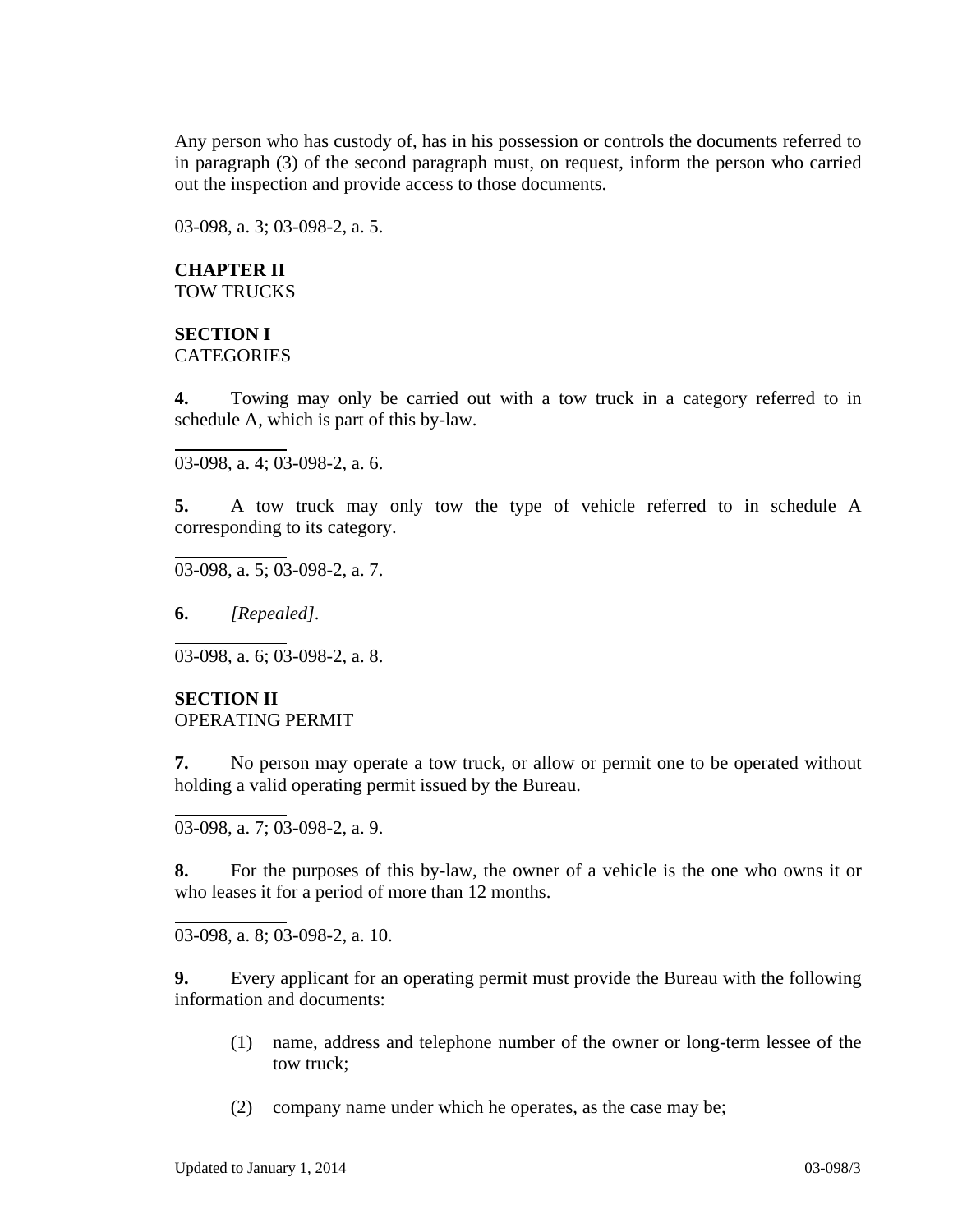Any person who has custody of, has in his possession or controls the documents referred to in paragraph (3) of the second paragraph must, on request, inform the person who carried out the inspection and provide access to those documents.

---

03-098, a. 3; 03-098-2, a. 5.

**CHAPTER II**
TOW TRUCKS

**SECTION I**
CATEGORIES

**4.** Towing may only be carried out with a tow truck in a category referred to in schedule A, which is part of this by-law.

---

03-098, a. 4; 03-098-2, a. 6.

**5.** A tow truck may only tow the type of vehicle referred to in schedule A corresponding to its category.

---

03-098, a. 5; 03-098-2, a. 7.

**6.** *[Repealed].*

---

03-098, a. 6; 03-098-2, a. 8.

**SECTION II**
OPERATING PERMIT

**7.** No person may operate a tow truck, or allow or permit one to be operated without holding a valid operating permit issued by the Bureau.

---

03-098, a. 7; 03-098-2, a. 9.

**8.** For the purposes of this by-law, the owner of a vehicle is the one who owns it or who leases it for a period of more than 12 months.

---

03-098, a. 8; 03-098-2, a. 10.

**9.** Every applicant for an operating permit must provide the Bureau with the following information and documents:

(1) name, address and telephone number of the owner or long-term lessee of the tow truck;

(2) company name under which he operates, as the case may be;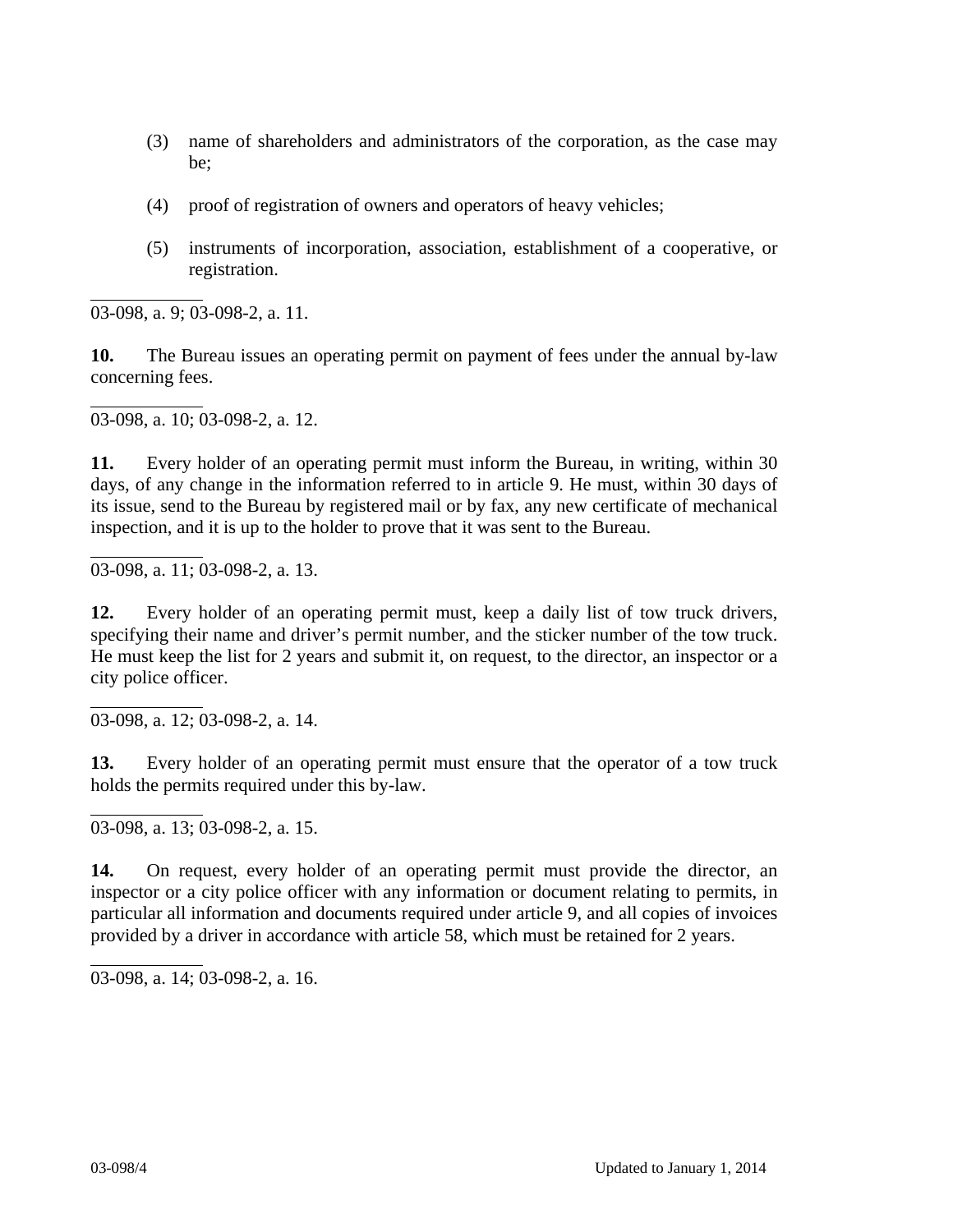(3) name of shareholders and administrators of the corporation, as the case may be;

(4) proof of registration of owners and operators of heavy vehicles;

(5) instruments of incorporation, association, establishment of a cooperative, or registration.

03-098, a. 9; 03-098-2, a. 11.

**10.** The Bureau issues an operating permit on payment of fees under the annual by-law concerning fees.

03-098, a. 10; 03-098-2, a. 12.

**11.** Every holder of an operating permit must inform the Bureau, in writing, within 30 days, of any change in the information referred to in article 9. He must, within 30 days of its issue, send to the Bureau by registered mail or by fax, any new certificate of mechanical inspection, and it is up to the holder to prove that it was sent to the Bureau.

03-098, a. 11; 03-098-2, a. 13.

**12.** Every holder of an operating permit must, keep a daily list of tow truck drivers, specifying their name and driver's permit number, and the sticker number of the tow truck. He must keep the list for 2 years and submit it, on request, to the director, an inspector or a city police officer.

03-098, a. 12; 03-098-2, a. 14.

**13.** Every holder of an operating permit must ensure that the operator of a tow truck holds the permits required under this by-law.

03-098, a. 13; 03-098-2, a. 15.

**14.** On request, every holder of an operating permit must provide the director, an inspector or a city police officer with any information or document relating to permits, in particular all information and documents required under article 9, and all copies of invoices provided by a driver in accordance with article 58, which must be retained for 2 years.

03-098, a. 14; 03-098-2, a. 16.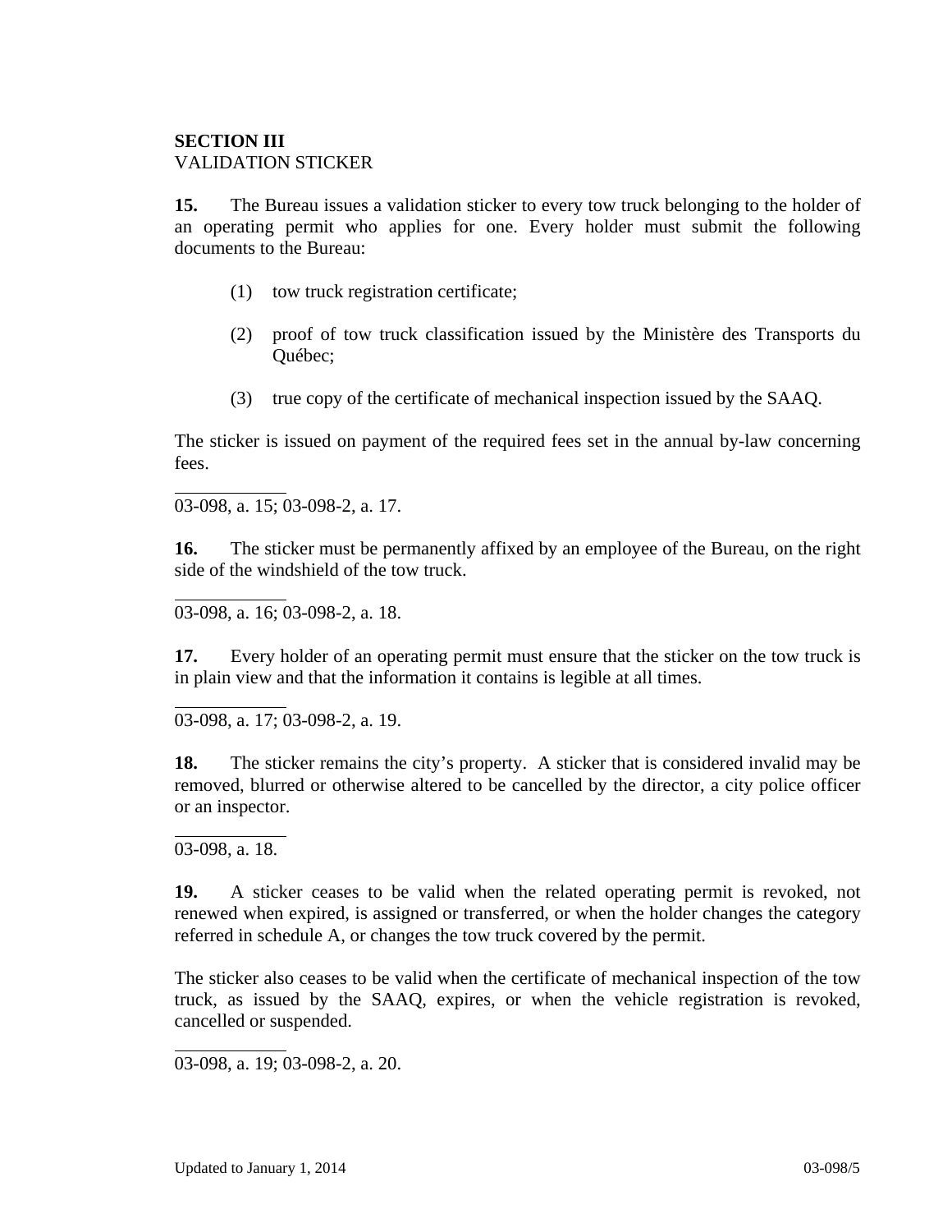**SECTION III**
VALIDATION STICKER

**15.** The Bureau issues a validation sticker to every tow truck belonging to the holder of an operating permit who applies for one. Every holder must submit the following documents to the Bureau:

(1) tow truck registration certificate;

(2) proof of tow truck classification issued by the Ministère des Transports du Québec;

(3) true copy of the certificate of mechanical inspection issued by the SAAQ.

The sticker is issued on payment of the required fees set in the annual by-law concerning fees.

---

03-098, a. 15; 03-098-2, a. 17.

**16.** The sticker must be permanently affixed by an employee of the Bureau, on the right side of the windshield of the tow truck.

---

03-098, a. 16; 03-098-2, a. 18.

**17.** Every holder of an operating permit must ensure that the sticker on the tow truck is in plain view and that the information it contains is legible at all times.

---

03-098, a. 17; 03-098-2, a. 19.

**18.** The sticker remains the city's property. A sticker that is considered invalid may be removed, blurred or otherwise altered to be cancelled by the director, a city police officer or an inspector.

---

03-098, a. 18.

**19.** A sticker ceases to be valid when the related operating permit is revoked, not renewed when expired, is assigned or transferred, or when the holder changes the category referred in schedule A, or changes the tow truck covered by the permit.

The sticker also ceases to be valid when the certificate of mechanical inspection of the tow truck, as issued by the SAAQ, expires, or when the vehicle registration is revoked, cancelled or suspended.

---

03-098, a. 19; 03-098-2, a. 20.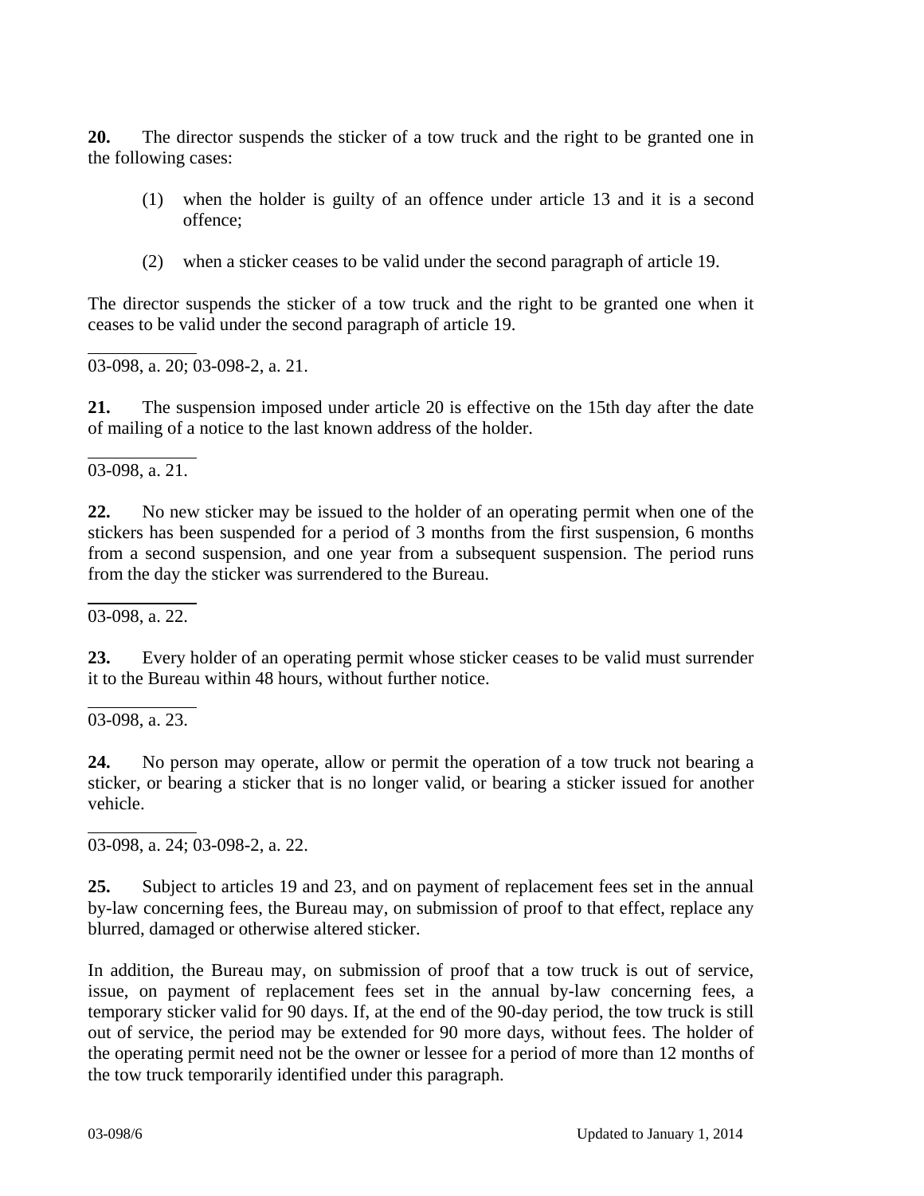**20.** The director suspends the sticker of a tow truck and the right to be granted one in the following cases:

(1) when the holder is guilty of an offence under article 13 and it is a second offence;

(2) when a sticker ceases to be valid under the second paragraph of article 19.

The director suspends the sticker of a tow truck and the right to be granted one when it ceases to be valid under the second paragraph of article 19.

---

03-098, a. 20; 03-098-2, a. 21.

**21.** The suspension imposed under article 20 is effective on the 15th day after the date of mailing of a notice to the last known address of the holder.

---

03-098, a. 21.

**22.** No new sticker may be issued to the holder of an operating permit when one of the stickers has been suspended for a period of 3 months from the first suspension, 6 months from a second suspension, and one year from a subsequent suspension. The period runs from the day the sticker was surrendered to the Bureau.

---

03-098, a. 22.

**23.** Every holder of an operating permit whose sticker ceases to be valid must surrender it to the Bureau within 48 hours, without further notice.

---

03-098, a. 23.

**24.** No person may operate, allow or permit the operation of a tow truck not bearing a sticker, or bearing a sticker that is no longer valid, or bearing a sticker issued for another vehicle.

---

03-098, a. 24; 03-098-2, a. 22.

**25.** Subject to articles 19 and 23, and on payment of replacement fees set in the annual by-law concerning fees, the Bureau may, on submission of proof to that effect, replace any blurred, damaged or otherwise altered sticker.

In addition, the Bureau may, on submission of proof that a tow truck is out of service, issue, on payment of replacement fees set in the annual by-law concerning fees, a temporary sticker valid for 90 days. If, at the end of the 90-day period, the tow truck is still out of service, the period may be extended for 90 more days, without fees. The holder of the operating permit need not be the owner or lessee for a period of more than 12 months of the tow truck temporarily identified under this paragraph.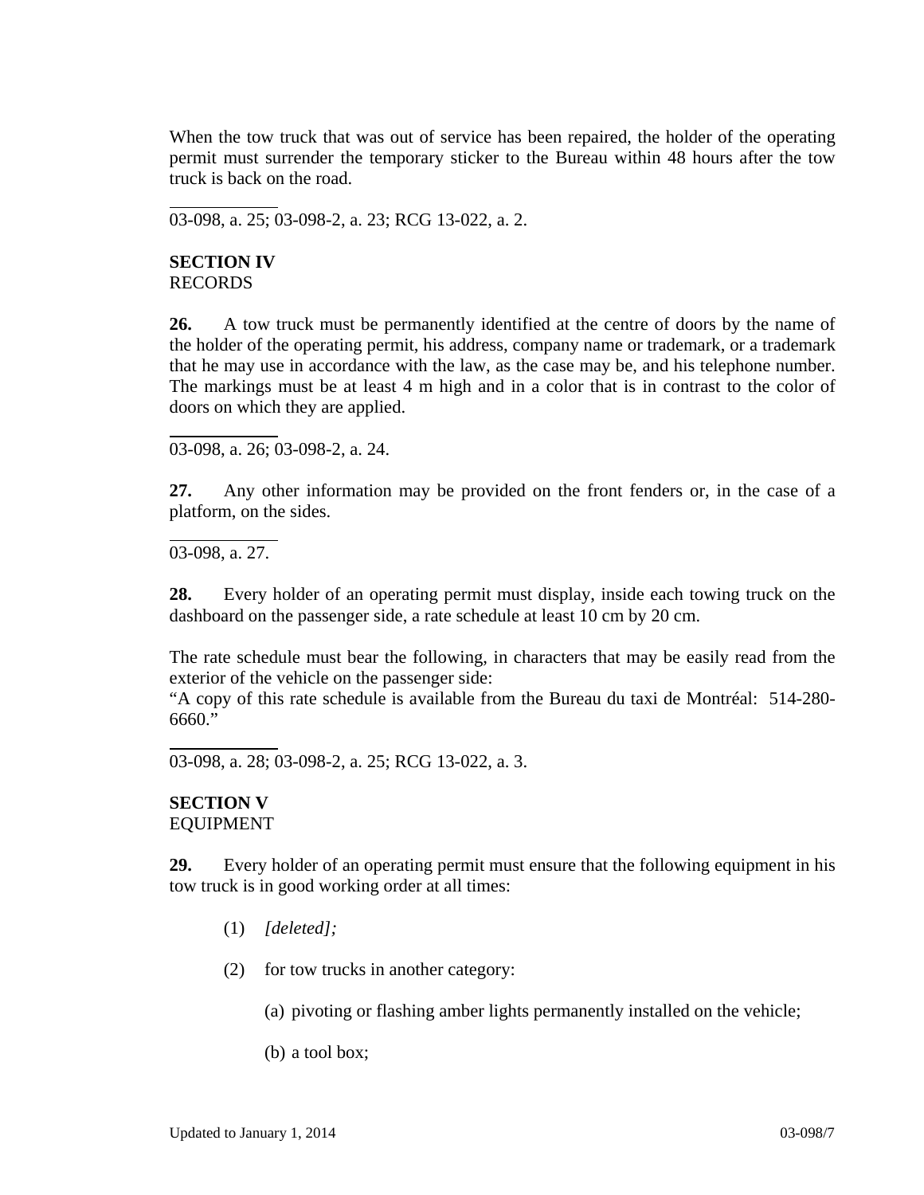When the tow truck that was out of service has been repaired, the holder of the operating permit must surrender the temporary sticker to the Bureau within 48 hours after the tow truck is back on the road.

---

03-098, a. 25; 03-098-2, a. 23; RCG 13-022, a. 2.

**SECTION IV**
RECORDS

**26.** A tow truck must be permanently identified at the centre of doors by the name of the holder of the operating permit, his address, company name or trademark, or a trademark that he may use in accordance with the law, as the case may be, and his telephone number. The markings must be at least 4 m high and in a color that is in contrast to the color of doors on which they are applied.

---

03-098, a. 26; 03-098-2, a. 24.

**27.** Any other information may be provided on the front fenders or, in the case of a platform, on the sides.

---

03-098, a. 27.

**28.** Every holder of an operating permit must display, inside each towing truck on the dashboard on the passenger side, a rate schedule at least 10 cm by 20 cm.

The rate schedule must bear the following, in characters that may be easily read from the exterior of the vehicle on the passenger side:
"A copy of this rate schedule is available from the Bureau du taxi de Montréal: 514-280-6660."

---

03-098, a. 28; 03-098-2, a. 25; RCG 13-022, a. 3.

**SECTION V**
EQUIPMENT

**29.** Every holder of an operating permit must ensure that the following equipment in his tow truck is in good working order at all times:

(1) *[deleted];*

(2) for tow trucks in another category:

(a) pivoting or flashing amber lights permanently installed on the vehicle;

(b) a tool box;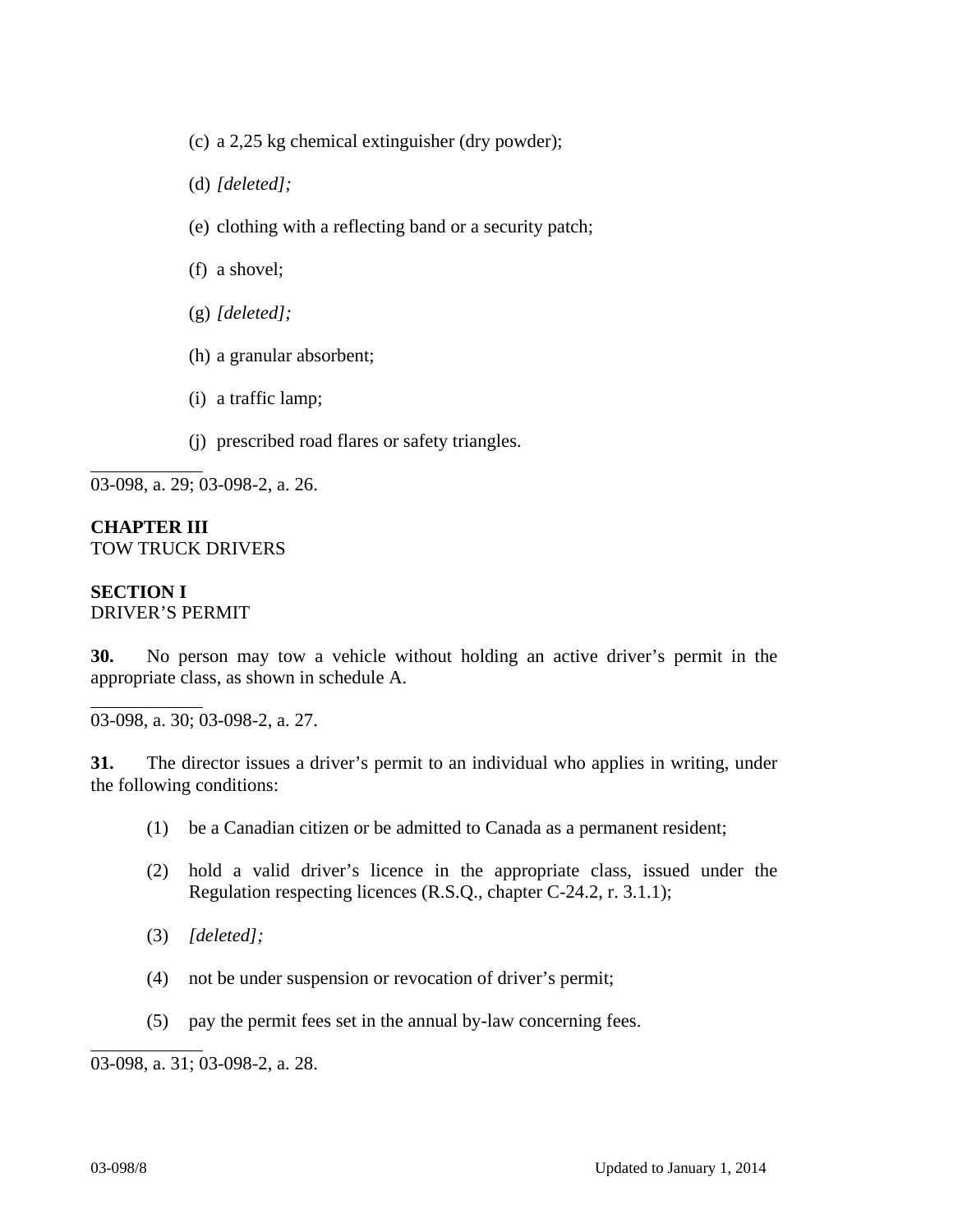(c) a 2,25 kg chemical extinguisher (dry powder);

(d) *[deleted];*

(e) clothing with a reflecting band or a security patch;

(f) a shovel;

(g) *[deleted];*

(h) a granular absorbent;

(i) a traffic lamp;

(j) prescribed road flares or safety triangles.

---

03-098, a. 29; 03-098-2, a. 26.

**CHAPTER III**
TOW TRUCK DRIVERS

**SECTION I**
DRIVER'S PERMIT

**30.** No person may tow a vehicle without holding an active driver's permit in the appropriate class, as shown in schedule A.

---

03-098, a. 30; 03-098-2, a. 27.

**31.** The director issues a driver's permit to an individual who applies in writing, under the following conditions:

(1) be a Canadian citizen or be admitted to Canada as a permanent resident;

(2) hold a valid driver's licence in the appropriate class, issued under the Regulation respecting licences (R.S.Q., chapter C-24.2, r. 3.1.1);

(3) *[deleted];*

(4) not be under suspension or revocation of driver's permit;

(5) pay the permit fees set in the annual by-law concerning fees.

---

03-098, a. 31; 03-098-2, a. 28.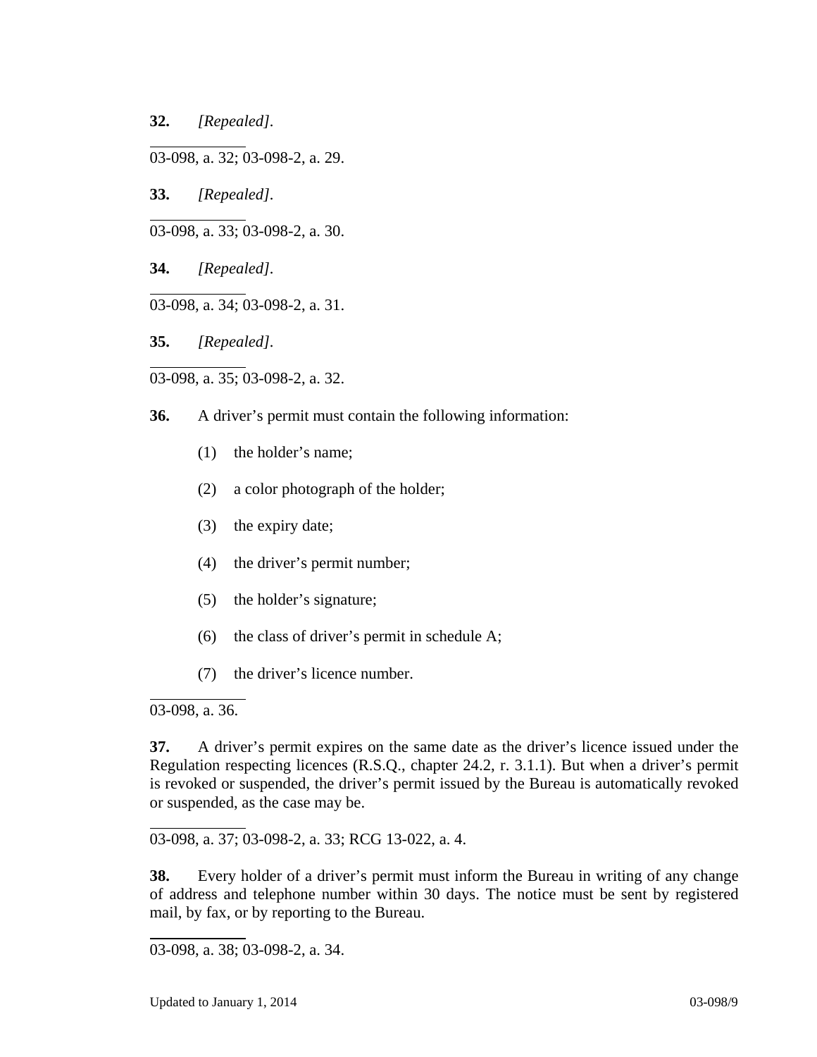**32.** *[Repealed].*

---

03-098, a. 32; 03-098-2, a. 29.

**33.** *[Repealed].*

---

03-098, a. 33; 03-098-2, a. 30.

**34.** *[Repealed].*

---

03-098, a. 34; 03-098-2, a. 31.

**35.** *[Repealed].*

---

03-098, a. 35; 03-098-2, a. 32.

**36.** A driver's permit must contain the following information:

(1) the holder's name;

(2) a color photograph of the holder;

(3) the expiry date;

(4) the driver's permit number;

(5) the holder's signature;

(6) the class of driver's permit in schedule A;

(7) the driver's licence number.

---

03-098, a. 36.

**37.** A driver's permit expires on the same date as the driver's licence issued under the Regulation respecting licences (R.S.Q., chapter 24.2, r. 3.1.1). But when a driver's permit is revoked or suspended, the driver's permit issued by the Bureau is automatically revoked or suspended, as the case may be.

---

03-098, a. 37; 03-098-2, a. 33; RCG 13-022, a. 4.

**38.** Every holder of a driver's permit must inform the Bureau in writing of any change of address and telephone number within 30 days. The notice must be sent by registered mail, by fax, or by reporting to the Bureau.

---

03-098, a. 38; 03-098-2, a. 34.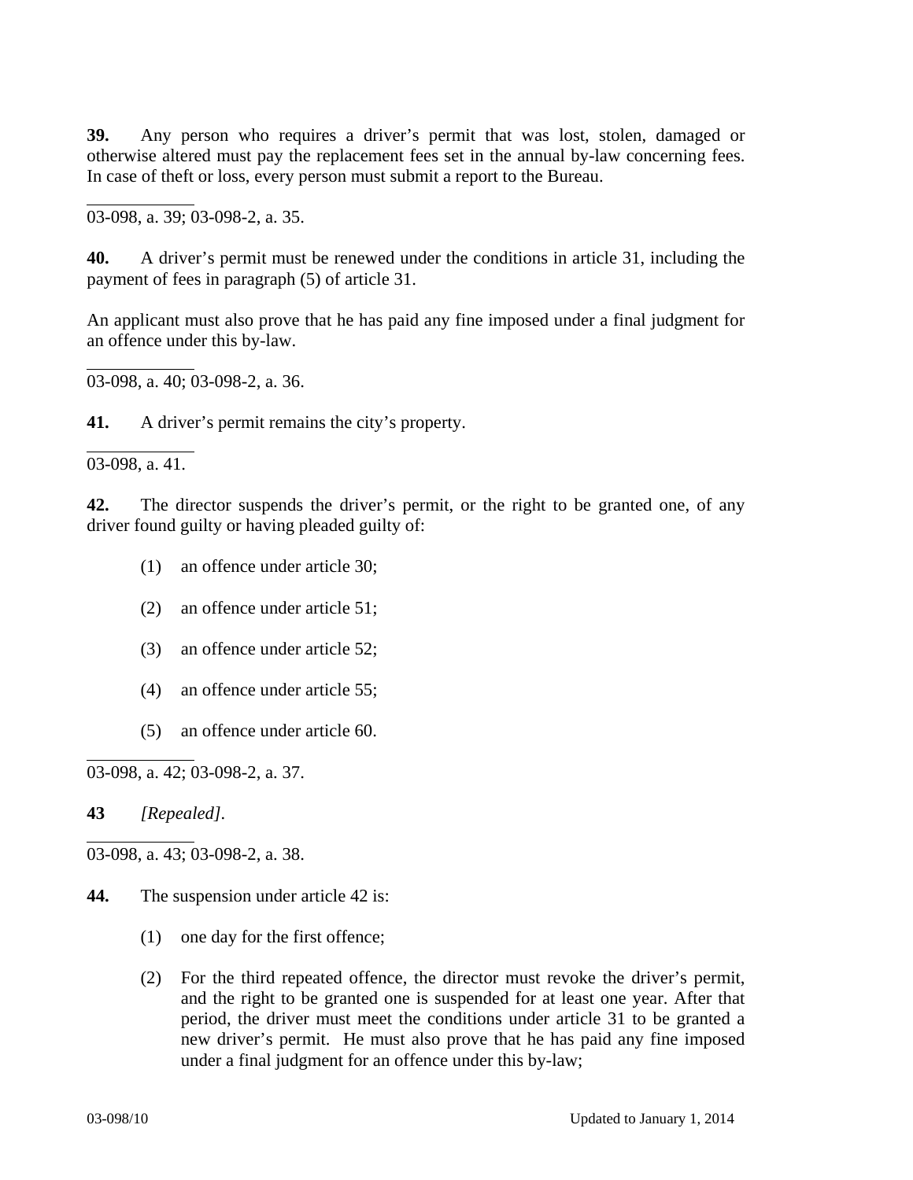**39.** Any person who requires a driver's permit that was lost, stolen, damaged or otherwise altered must pay the replacement fees set in the annual by-law concerning fees. In case of theft or loss, every person must submit a report to the Bureau.

03-098, a. 39; 03-098-2, a. 35.

**40.** A driver's permit must be renewed under the conditions in article 31, including the payment of fees in paragraph (5) of article 31.

An applicant must also prove that he has paid any fine imposed under a final judgment for an offence under this by-law.

03-098, a. 40; 03-098-2, a. 36.

**41.** A driver's permit remains the city's property.

03-098, a. 41.

**42.** The director suspends the driver's permit, or the right to be granted one, of any driver found guilty or having pleaded guilty of:

(1) an offence under article 30;

(2) an offence under article 51;

(3) an offence under article 52;

(4) an offence under article 55;

(5) an offence under article 60.

03-098, a. 42; 03-098-2, a. 37.

**43** *[Repealed]*.

03-098, a. 43; 03-098-2, a. 38.

**44.** The suspension under article 42 is:

(1) one day for the first offence;

(2) For the third repeated offence, the director must revoke the driver's permit, and the right to be granted one is suspended for at least one year. After that period, the driver must meet the conditions under article 31 to be granted a new driver's permit. He must also prove that he has paid any fine imposed under a final judgment for an offence under this by-law;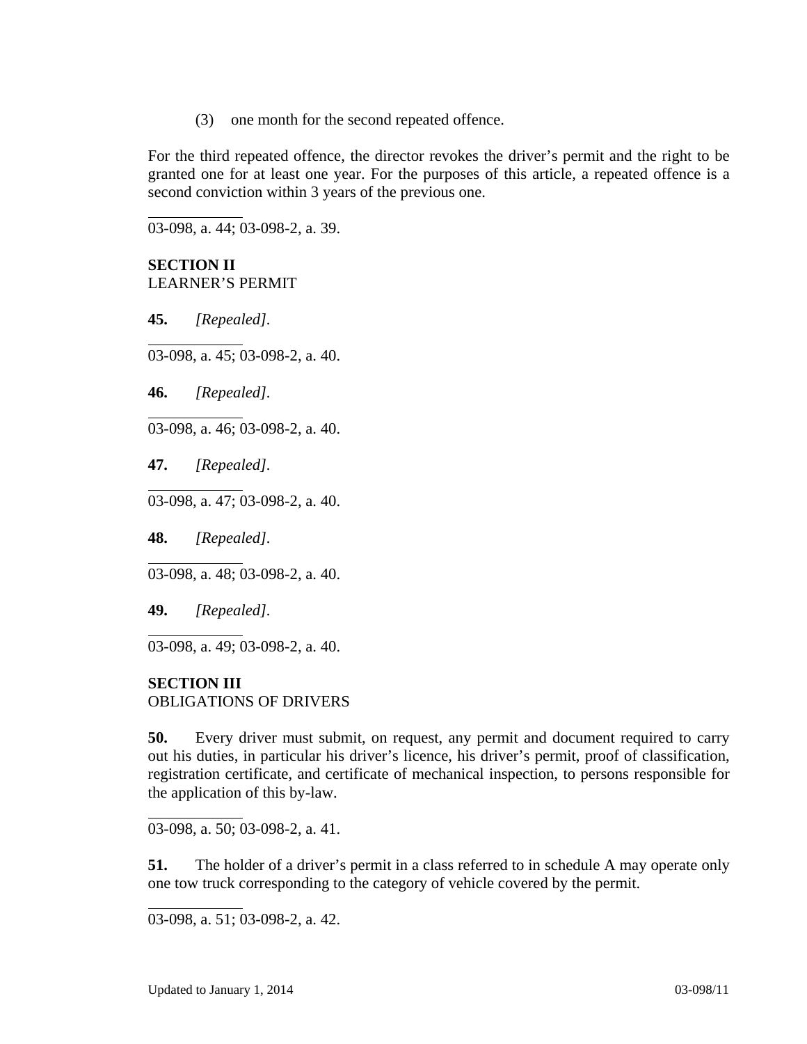(3) one month for the second repeated offence.

For the third repeated offence, the director revokes the driver's permit and the right to be granted one for at least one year. For the purposes of this article, a repeated offence is a second conviction within 3 years of the previous one.

---

03-098, a. 44; 03-098-2, a. 39.

**SECTION II**
LEARNER'S PERMIT

**45.** *[Repealed].*

---

03-098, a. 45; 03-098-2, a. 40.

**46.** *[Repealed].*

---

03-098, a. 46; 03-098-2, a. 40.

**47.** *[Repealed].*

---

03-098, a. 47; 03-098-2, a. 40.

**48.** *[Repealed].*

---

03-098, a. 48; 03-098-2, a. 40.

**49.** *[Repealed].*

---

03-098, a. 49; 03-098-2, a. 40.

**SECTION III**
OBLIGATIONS OF DRIVERS

**50.** Every driver must submit, on request, any permit and document required to carry out his duties, in particular his driver's licence, his driver's permit, proof of classification, registration certificate, and certificate of mechanical inspection, to persons responsible for the application of this by-law.

---

03-098, a. 50; 03-098-2, a. 41.

**51.** The holder of a driver's permit in a class referred to in schedule A may operate only one tow truck corresponding to the category of vehicle covered by the permit.

---

03-098, a. 51; 03-098-2, a. 42.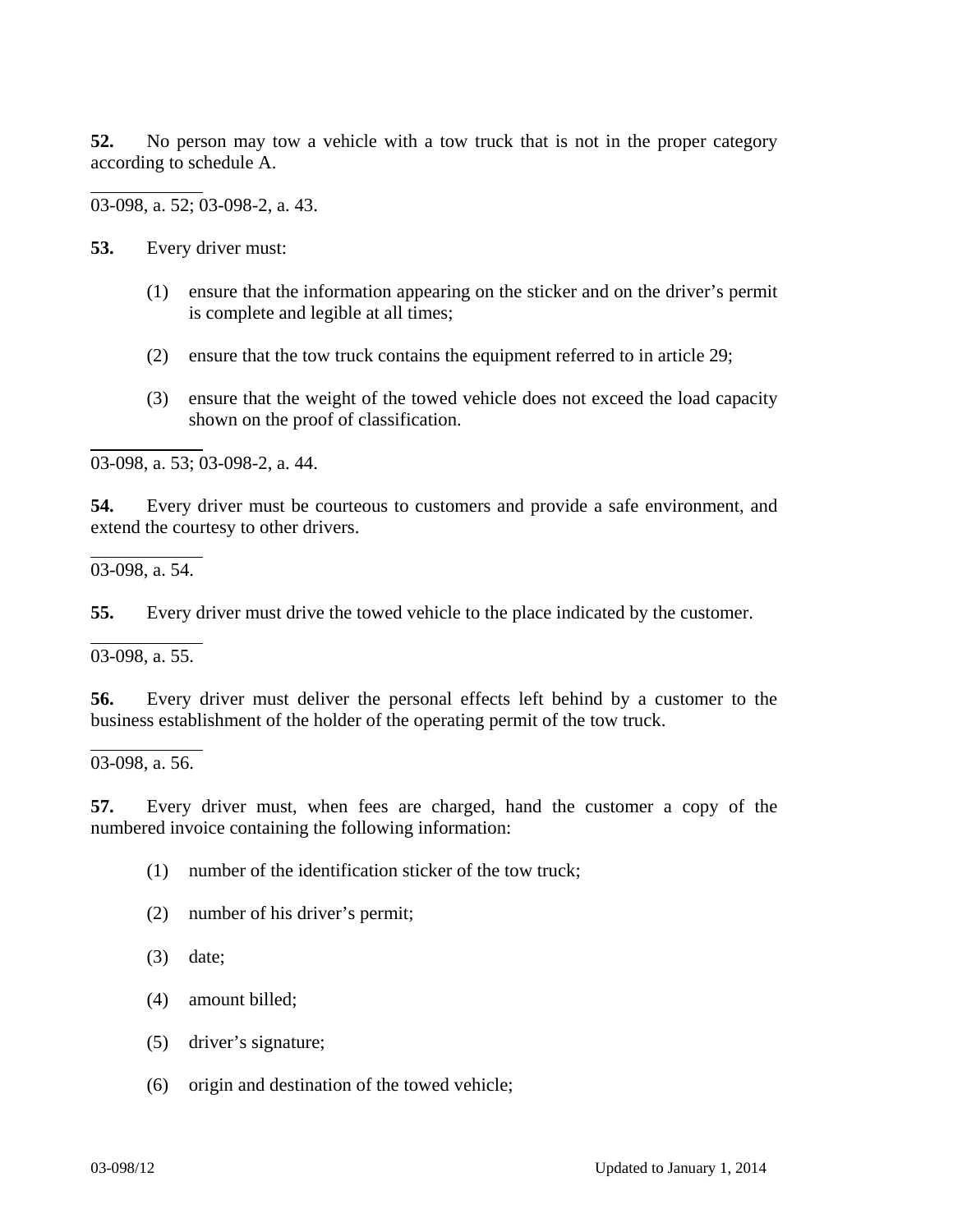**52.** No person may tow a vehicle with a tow truck that is not in the proper category according to schedule A.

---

03-098, a. 52; 03-098-2, a. 43.

**53.** Every driver must:

(1) ensure that the information appearing on the sticker and on the driver's permit is complete and legible at all times;

(2) ensure that the tow truck contains the equipment referred to in article 29;

(3) ensure that the weight of the towed vehicle does not exceed the load capacity shown on the proof of classification.

---

03-098, a. 53; 03-098-2, a. 44.

**54.** Every driver must be courteous to customers and provide a safe environment, and extend the courtesy to other drivers.

---

03-098, a. 54.

**55.** Every driver must drive the towed vehicle to the place indicated by the customer.

---

03-098, a. 55.

**56.** Every driver must deliver the personal effects left behind by a customer to the business establishment of the holder of the operating permit of the tow truck.

---

03-098, a. 56.

**57.** Every driver must, when fees are charged, hand the customer a copy of the numbered invoice containing the following information:

(1) number of the identification sticker of the tow truck;

(2) number of his driver's permit;

(3) date;

(4) amount billed;

(5) driver's signature;

(6) origin and destination of the towed vehicle;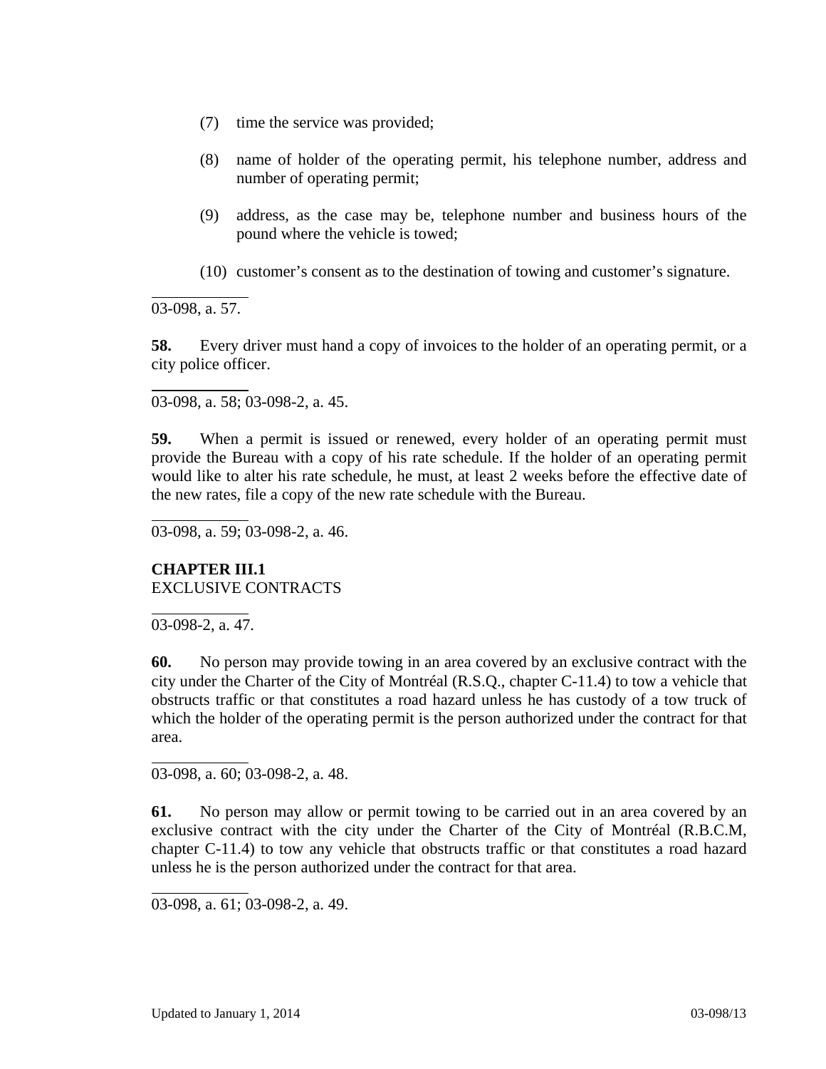(7) time the service was provided;

(8) name of holder of the operating permit, his telephone number, address and number of operating permit;

(9) address, as the case may be, telephone number and business hours of the pound where the vehicle is towed;

(10) customer's consent as to the destination of towing and customer's signature.

---

03-098, a. 57.

**58.** Every driver must hand a copy of invoices to the holder of an operating permit, or a city police officer.

---

03-098, a. 58; 03-098-2, a. 45.

**59.** When a permit is issued or renewed, every holder of an operating permit must provide the Bureau with a copy of his rate schedule. If the holder of an operating permit would like to alter his rate schedule, he must, at least 2 weeks before the effective date of the new rates, file a copy of the new rate schedule with the Bureau.

---

03-098, a. 59; 03-098-2, a. 46.

## CHAPTER III.1
EXCLUSIVE CONTRACTS

---

03-098-2, a. 47.

**60.** No person may provide towing in an area covered by an exclusive contract with the city under the Charter of the City of Montréal (R.S.Q., chapter C-11.4) to tow a vehicle that obstructs traffic or that constitutes a road hazard unless he has custody of a tow truck of which the holder of the operating permit is the person authorized under the contract for that area.

---

03-098, a. 60; 03-098-2, a. 48.

**61.** No person may allow or permit towing to be carried out in an area covered by an exclusive contract with the city under the Charter of the City of Montréal (R.B.C.M, chapter C-11.4) to tow any vehicle that obstructs traffic or that constitutes a road hazard unless he is the person authorized under the contract for that area.

---

03-098, a. 61; 03-098-2, a. 49.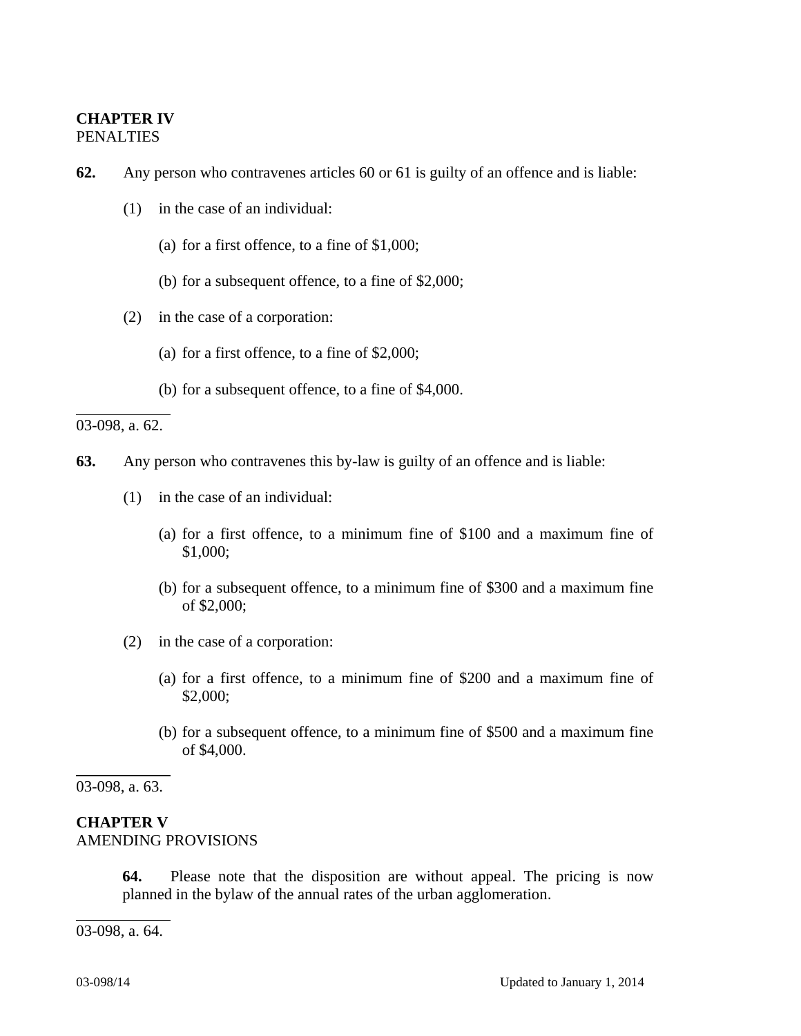## CHAPTER IV
PENALTIES

**62.** Any person who contravenes articles 60 or 61 is guilty of an offence and is liable:

(1) in the case of an individual:

(a) for a first offence, to a fine of $1,000;

(b) for a subsequent offence, to a fine of $2,000;

(2) in the case of a corporation:

(a) for a first offence, to a fine of $2,000;

(b) for a subsequent offence, to a fine of $4,000.

---

03-098, a. 62.

**63.** Any person who contravenes this by-law is guilty of an offence and is liable:

(1) in the case of an individual:

(a) for a first offence, to a minimum fine of $100 and a maximum fine of $1,000;

(b) for a subsequent offence, to a minimum fine of $300 and a maximum fine of $2,000;

(2) in the case of a corporation:

(a) for a first offence, to a minimum fine of $200 and a maximum fine of $2,000;

(b) for a subsequent offence, to a minimum fine of $500 and a maximum fine of $4,000.

---

03-098, a. 63.

## CHAPTER V
AMENDING PROVISIONS

**64.** Please note that the disposition are without appeal. The pricing is now planned in the bylaw of the annual rates of the urban agglomeration.

---

03-098, a. 64.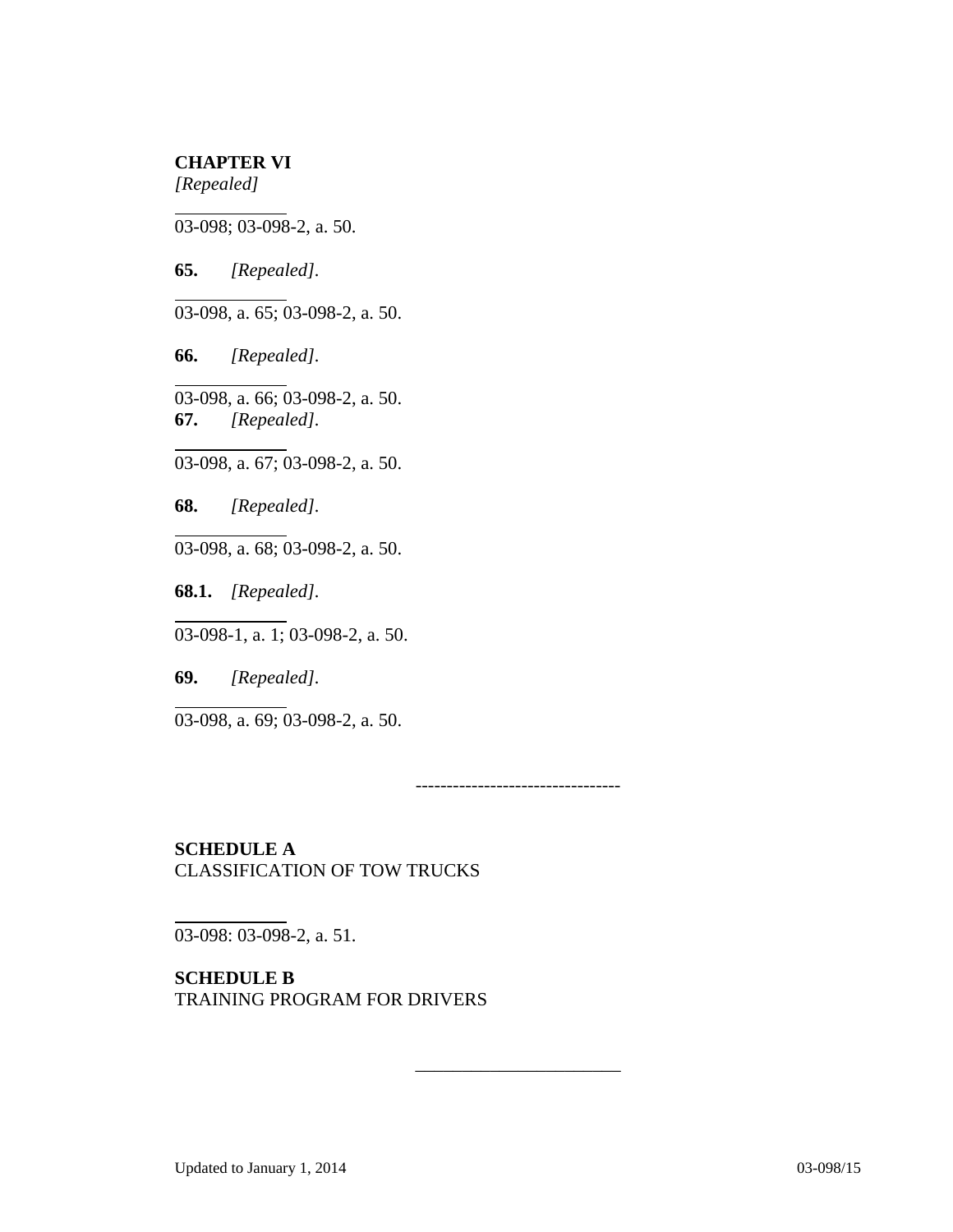**CHAPTER VI**
*[Repealed]*

03-098; 03-098-2, a. 50.

**65.** *[Repealed].*

03-098, a. 65; 03-098-2, a. 50.

**66.** *[Repealed].*

03-098, a. 66; 03-098-2, a. 50.

**67.** *[Repealed].*

03-098, a. 67; 03-098-2, a. 50.

**68.** *[Repealed].*

03-098, a. 68; 03-098-2, a. 50.

**68.1.** *[Repealed].*

03-098-1, a. 1; 03-098-2, a. 50.

**69.** *[Repealed].*

03-098, a. 69; 03-098-2, a. 50.

---------------------------------

**SCHEDULE A**
CLASSIFICATION OF TOW TRUCKS

03-098: 03-098-2, a. 51.

**SCHEDULE B**
TRAINING PROGRAM FOR DRIVERS

________________________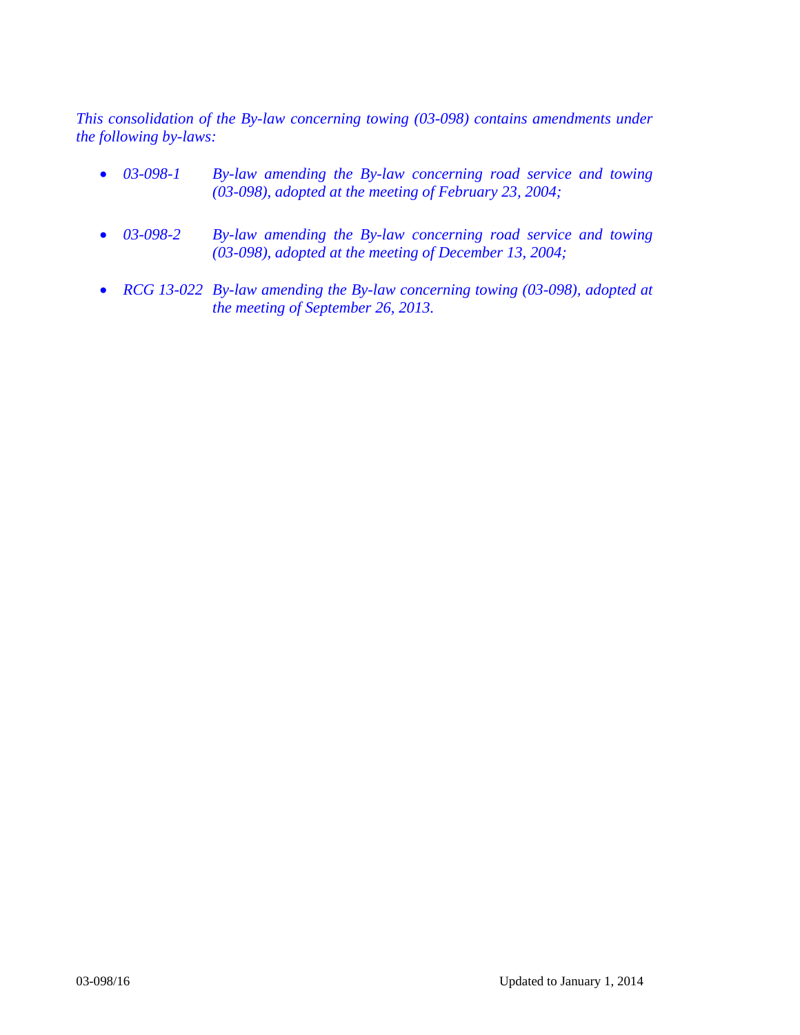*This consolidation of the By-law concerning towing (03-098) contains amendments under the following by-laws:*

- *03-098-1* — *By-law amending the By-law concerning road service and towing (03-098), adopted at the meeting of February 23, 2004;*

- *03-098-2* — *By-law amending the By-law concerning road service and towing (03-098), adopted at the meeting of December 13, 2004;*

- *RCG 13-022* — *By-law amending the By-law concerning towing (03-098), adopted at the meeting of September 26, 2013.*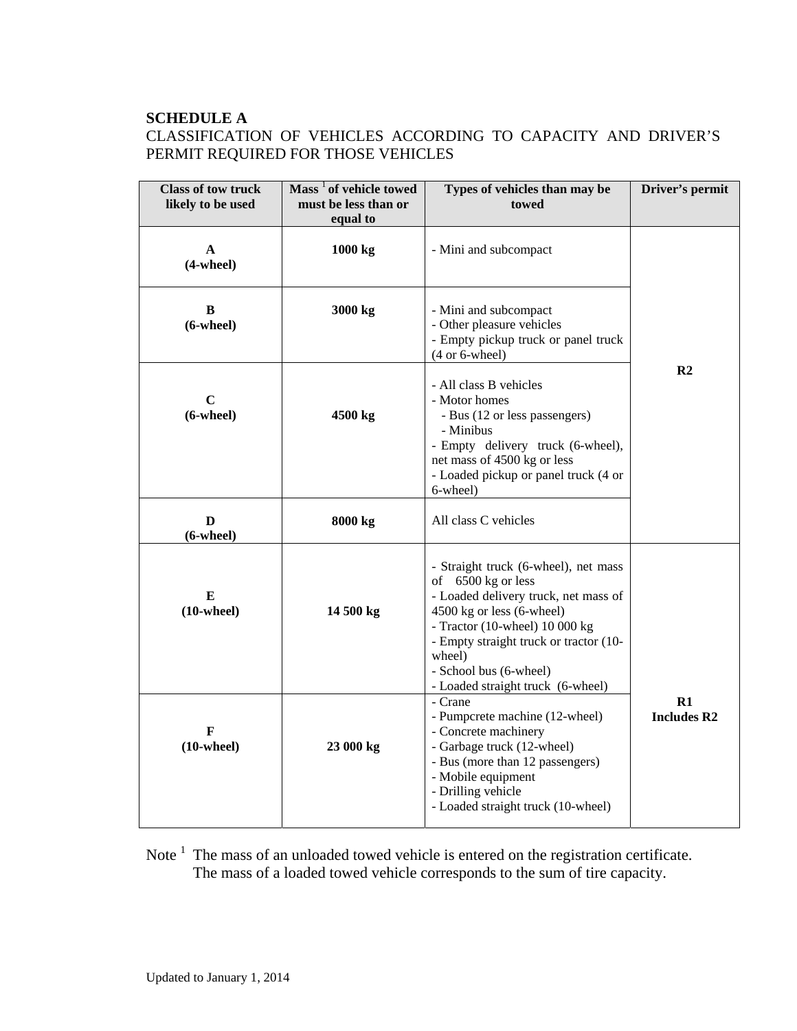**SCHEDULE A**

CLASSIFICATION OF VEHICLES ACCORDING TO CAPACITY AND DRIVER'S PERMIT REQUIRED FOR THOSE VEHICLES

| Class of tow truck likely to be used | Mass [1] of vehicle towed must be less than or equal to | Types of vehicles than may be towed | Driver's permit |
|---|---|---|---|
| **A (4-wheel)** | **1000 kg** | - Mini and subcompact | **R2** |
| **B (6-wheel)** | **3000 kg** | - Mini and subcompact<br>- Other pleasure vehicles<br>- Empty pickup truck or panel truck (4 or 6-wheel) | |
| **C (6-wheel)** | **4500 kg** | - All class B vehicles<br>- Motor homes<br>- Bus (12 or less passengers)<br>- Minibus<br>- Empty delivery truck (6-wheel), net mass of 4500 kg or less<br>- Loaded pickup or panel truck (4 or 6-wheel) | |
| **D (6-wheel)** | **8000 kg** | All class C vehicles | |
| **E (10-wheel)** | **14 500 kg** | - Straight truck (6-wheel), net mass of 6500 kg or less<br>- Loaded delivery truck, net mass of 4500 kg or less (6-wheel)<br>- Tractor (10-wheel) 10 000 kg<br>- Empty straight truck or tractor (10-wheel)<br>- School bus (6-wheel)<br>- Loaded straight truck (6-wheel) | **R1 Includes R2** |
| **F (10-wheel)** | **23 000 kg** | - Crane<br>- Pumpcrete machine (12-wheel)<br>- Concrete machinery<br>- Garbage truck (12-wheel)<br>- Bus (more than 12 passengers)<br>- Mobile equipment<br>- Drilling vehicle<br>- Loaded straight truck (10-wheel) | |

Note [1] The mass of an unloaded towed vehicle is entered on the registration certificate. The mass of a loaded towed vehicle corresponds to the sum of tire capacity.

Updated to January 1, 2014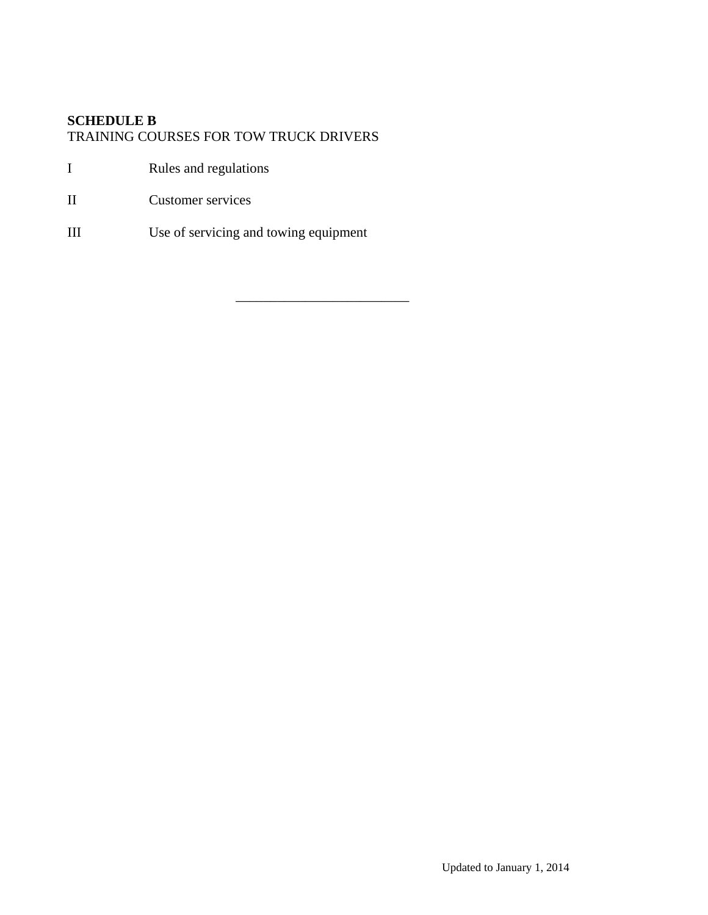**SCHEDULE B**
TRAINING COURSES FOR TOW TRUCK DRIVERS

I Rules and regulations

II Customer services

III Use of servicing and towing equipment

---

Updated to January 1, 2014